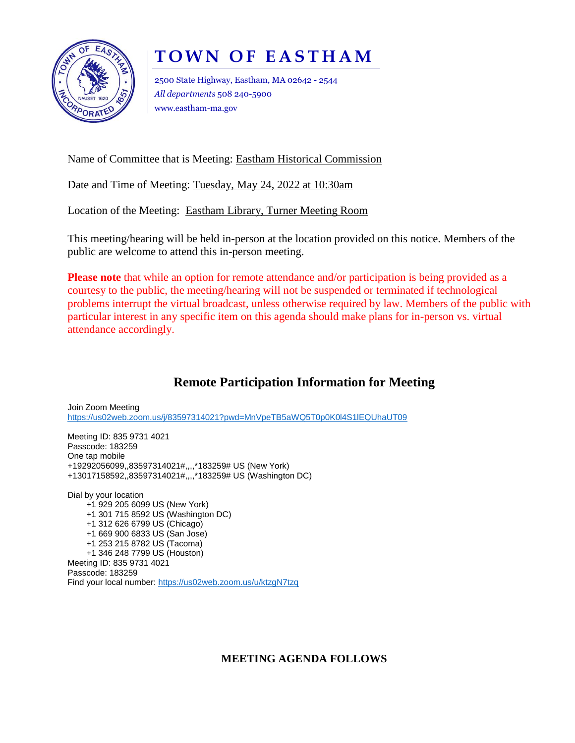# TOWN OF EASTHAM

2500 State Highway, Eastham, MA 02642 - 2544
*All departments* 508 240-5900
www.eastham-ma.gov

Name of Committee that is Meeting: Eastham Historical Commission

Date and Time of Meeting: Tuesday, May 24, 2022 at 10:30am

Location of the Meeting: Eastham Library, Turner Meeting Room

This meeting/hearing will be held in-person at the location provided on this notice. Members of the public are welcome to attend this in-person meeting.

**Please note** that while an option for remote attendance and/or participation is being provided as a courtesy to the public, the meeting/hearing will not be suspended or terminated if technological problems interrupt the virtual broadcast, unless otherwise required by law. Members of the public with particular interest in any specific item on this agenda should make plans for in-person vs. virtual attendance accordingly.

## Remote Participation Information for Meeting

Join Zoom Meeting
https://us02web.zoom.us/j/83597314021?pwd=MnVpeTB5aWQ5T0p0K0l4S1lEQUhaUT09

Meeting ID: 835 9731 4021
Passcode: 183259
One tap mobile
+19292056099,,83597314021#,,,,*183259# US (New York)
+13017158592,,83597314021#,,,,*183259# US (Washington DC)

Dial by your location
- +1 929 205 6099 US (New York)
- +1 301 715 8592 US (Washington DC)
- +1 312 626 6799 US (Chicago)
- +1 669 900 6833 US (San Jose)
- +1 253 215 8782 US (Tacoma)
- +1 346 248 7799 US (Houston)

Meeting ID: 835 9731 4021
Passcode: 183259
Find your local number: https://us02web.zoom.us/u/ktzgN7tzq

**MEETING AGENDA FOLLOWS**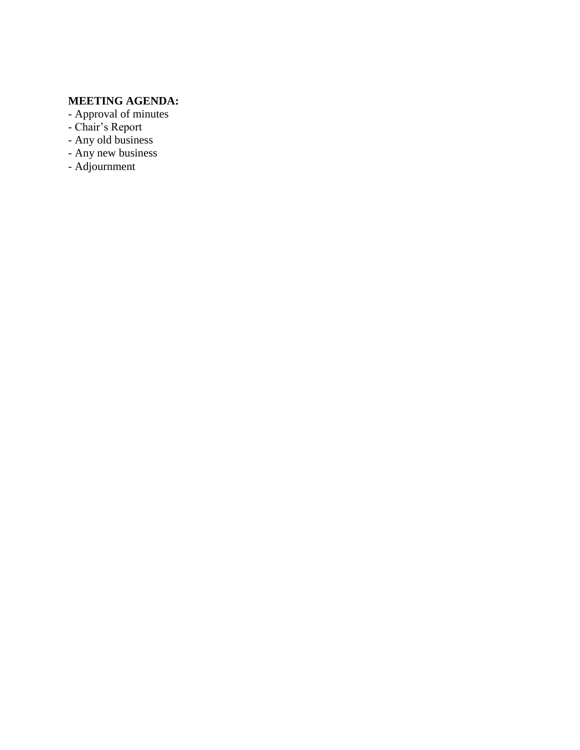**MEETING AGENDA:**

- Approval of minutes
- Chair’s Report
- Any old business
- Any new business
- Adjournment